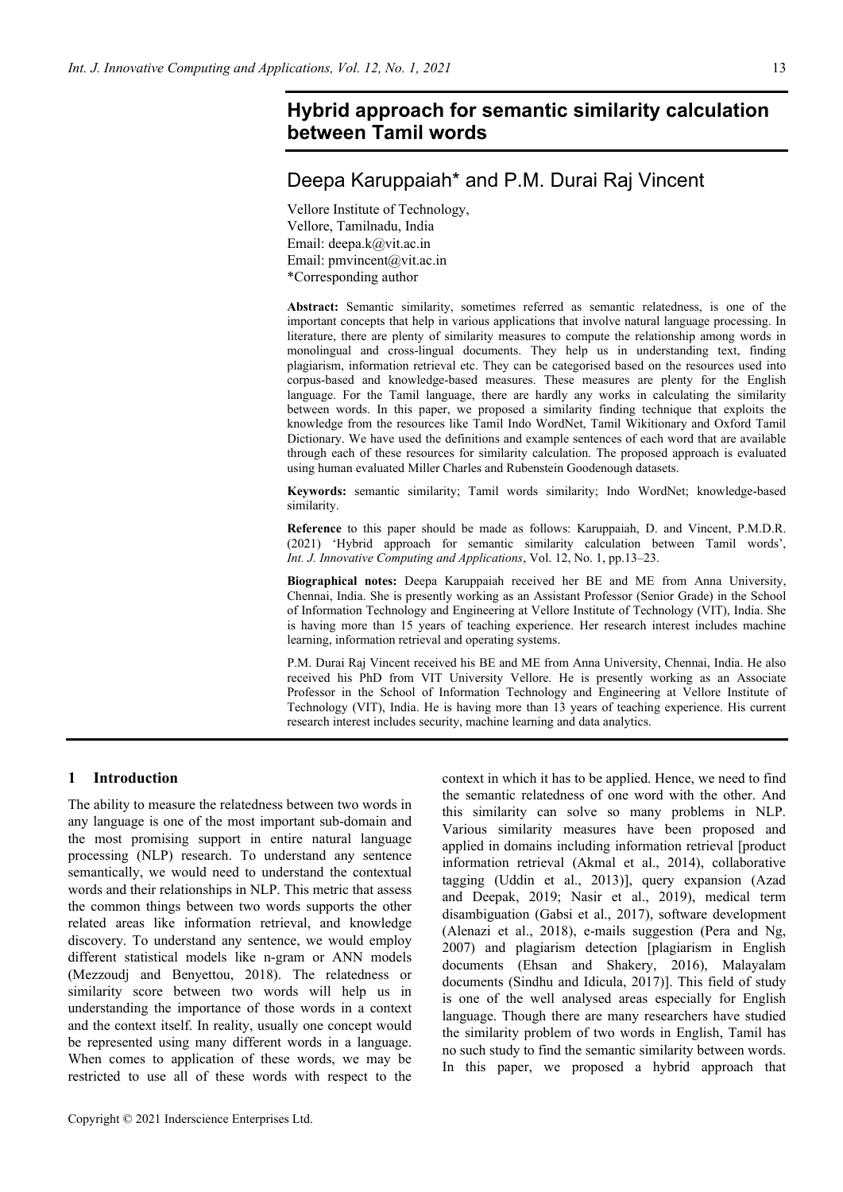# Hybrid approach for semantic similarity calculation between Tamil words

## Deepa Karuppaiah* and P.M. Durai Raj Vincent

Vellore Institute of Technology,
Vellore, Tamilnadu, India
Email: deepa.k@vit.ac.in
Email: pmvincent@vit.ac.in
*Corresponding author

**Abstract:** Semantic similarity, sometimes referred as semantic relatedness, is one of the important concepts that help in various applications that involve natural language processing. In literature, there are plenty of similarity measures to compute the relationship among words in monolingual and cross-lingual documents. They help us in understanding text, finding plagiarism, information retrieval etc. They can be categorised based on the resources used into corpus-based and knowledge-based measures. These measures are plenty for the English language. For the Tamil language, there are hardly any works in calculating the similarity between words. In this paper, we proposed a similarity finding technique that exploits the knowledge from the resources like Tamil Indo WordNet, Tamil Wikitionary and Oxford Tamil Dictionary. We have used the definitions and example sentences of each word that are available through each of these resources for similarity calculation. The proposed approach is evaluated using human evaluated Miller Charles and Rubenstein Goodenough datasets.

**Keywords:** semantic similarity; Tamil words similarity; Indo WordNet; knowledge-based similarity.

**Reference** to this paper should be made as follows: Karuppaiah, D. and Vincent, P.M.D.R. (2021) 'Hybrid approach for semantic similarity calculation between Tamil words', *Int. J. Innovative Computing and Applications*, Vol. 12, No. 1, pp.13–23.

**Biographical notes:** Deepa Karuppaiah received her BE and ME from Anna University, Chennai, India. She is presently working as an Assistant Professor (Senior Grade) in the School of Information Technology and Engineering at Vellore Institute of Technology (VIT), India. She is having more than 15 years of teaching experience. Her research interest includes machine learning, information retrieval and operating systems.

P.M. Durai Raj Vincent received his BE and ME from Anna University, Chennai, India. He also received his PhD from VIT University Vellore. He is presently working as an Associate Professor in the School of Information Technology and Engineering at Vellore Institute of Technology (VIT), India. He is having more than 13 years of teaching experience. His current research interest includes security, machine learning and data analytics.

## 1 Introduction

The ability to measure the relatedness between two words in any language is one of the most important sub-domain and the most promising support in entire natural language processing (NLP) research. To understand any sentence semantically, we would need to understand the contextual words and their relationships in NLP. This metric that assess the common things between two words supports the other related areas like information retrieval, and knowledge discovery. To understand any sentence, we would employ different statistical models like n-gram or ANN models (Mezzoudj and Benyettou, 2018). The relatedness or similarity score between two words will help us in understanding the importance of those words in a context and the context itself. In reality, usually one concept would be represented using many different words in a language. When comes to application of these words, we may be restricted to use all of these words with respect to the context in which it has to be applied. Hence, we need to find the semantic relatedness of one word with the other. And this similarity can solve so many problems in NLP. Various similarity measures have been proposed and applied in domains including information retrieval [product information retrieval (Akmal et al., 2014), collaborative tagging (Uddin et al., 2013)], query expansion (Azad and Deepak, 2019; Nasir et al., 2019), medical term disambiguation (Gabsi et al., 2017), software development (Alenazi et al., 2018), e-mails suggestion (Pera and Ng, 2007) and plagiarism detection [plagiarism in English documents (Ehsan and Shakery, 2016), Malayalam documents (Sindhu and Idicula, 2017)]. This field of study is one of the well analysed areas especially for English language. Though there are many researchers have studied the similarity problem of two words in English, Tamil has no such study to find the semantic similarity between words. In this paper, we proposed a hybrid approach that

Copyright © 2021 Inderscience Enterprises Ltd.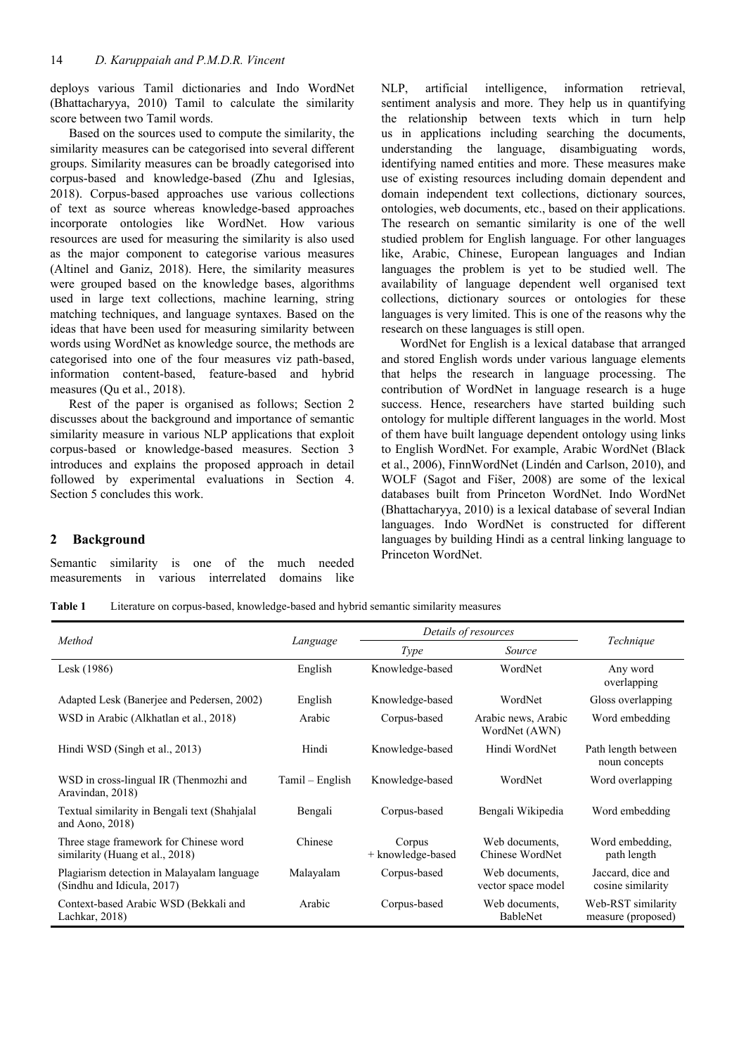deploys various Tamil dictionaries and Indo WordNet (Bhattacharyya, 2010) Tamil to calculate the similarity score between two Tamil words.

Based on the sources used to compute the similarity, the similarity measures can be categorised into several different groups. Similarity measures can be broadly categorised into corpus-based and knowledge-based (Zhu and Iglesias, 2018). Corpus-based approaches use various collections of text as source whereas knowledge-based approaches incorporate ontologies like WordNet. How various resources are used for measuring the similarity is also used as the major component to categorise various measures (Altinel and Ganiz, 2018). Here, the similarity measures were grouped based on the knowledge bases, algorithms used in large text collections, machine learning, string matching techniques, and language syntaxes. Based on the ideas that have been used for measuring similarity between words using WordNet as knowledge source, the methods are categorised into one of the four measures viz path-based, information content-based, feature-based and hybrid measures (Qu et al., 2018).

Rest of the paper is organised as follows; Section 2 discusses about the background and importance of semantic similarity measure in various NLP applications that exploit corpus-based or knowledge-based measures. Section 3 introduces and explains the proposed approach in detail followed by experimental evaluations in Section 4. Section 5 concludes this work.

## 2 Background

Semantic similarity is one of the much needed measurements in various interrelated domains like NLP, artificial intelligence, information retrieval, sentiment analysis and more. They help us in quantifying the relationship between texts which in turn help us in applications including searching the documents, understanding the language, disambiguating words, identifying named entities and more. These measures make use of existing resources including domain dependent and domain independent text collections, dictionary sources, ontologies, web documents, etc., based on their applications. The research on semantic similarity is one of the well studied problem for English language. For other languages like, Arabic, Chinese, European languages and Indian languages the problem is yet to be studied well. The availability of language dependent well organised text collections, dictionary sources or ontologies for these languages is very limited. This is one of the reasons why the research on these languages is still open.

WordNet for English is a lexical database that arranged and stored English words under various language elements that helps the research in language processing. The contribution of WordNet in language research is a huge success. Hence, researchers have started building such ontology for multiple different languages in the world. Most of them have built language dependent ontology using links to English WordNet. For example, Arabic WordNet (Black et al., 2006), FinnWordNet (Lindén and Carlson, 2010), and WOLF (Sagot and Fišer, 2008) are some of the lexical databases built from Princeton WordNet. Indo WordNet (Bhattacharyya, 2010) is a lexical database of several Indian languages. Indo WordNet is constructed for different languages by building Hindi as a central linking language to Princeton WordNet.

**Table 1** Literature on corpus-based, knowledge-based and hybrid semantic similarity measures

| *Method* | *Language* | *Details of resources* | | *Technique* |
|---|---|---|---|---|
| | | *Type* | *Source* | |
| Lesk (1986) | English | Knowledge-based | WordNet | Any word overlapping |
| Adapted Lesk (Banerjee and Pedersen, 2002) | English | Knowledge-based | WordNet | Gloss overlapping |
| WSD in Arabic (Alkhatlan et al., 2018) | Arabic | Corpus-based | Arabic news, Arabic WordNet (AWN) | Word embedding |
| Hindi WSD (Singh et al., 2013) | Hindi | Knowledge-based | Hindi WordNet | Path length between noun concepts |
| WSD in cross-lingual IR (Thenmozhi and Aravindan, 2018) | Tamil – English | Knowledge-based | WordNet | Word overlapping |
| Textual similarity in Bengali text (Shahjalal and Aono, 2018) | Bengali | Corpus-based | Bengali Wikipedia | Word embedding |
| Three stage framework for Chinese word similarity (Huang et al., 2018) | Chinese | Corpus + knowledge-based | Web documents, Chinese WordNet | Word embedding, path length |
| Plagiarism detection in Malayalam language (Sindhu and Idicula, 2017) | Malayalam | Corpus-based | Web documents, vector space model | Jaccard, dice and cosine similarity |
| Context-based Arabic WSD (Bekkali and Lachkar, 2018) | Arabic | Corpus-based | Web documents, BableNet | Web-RST similarity measure (proposed) |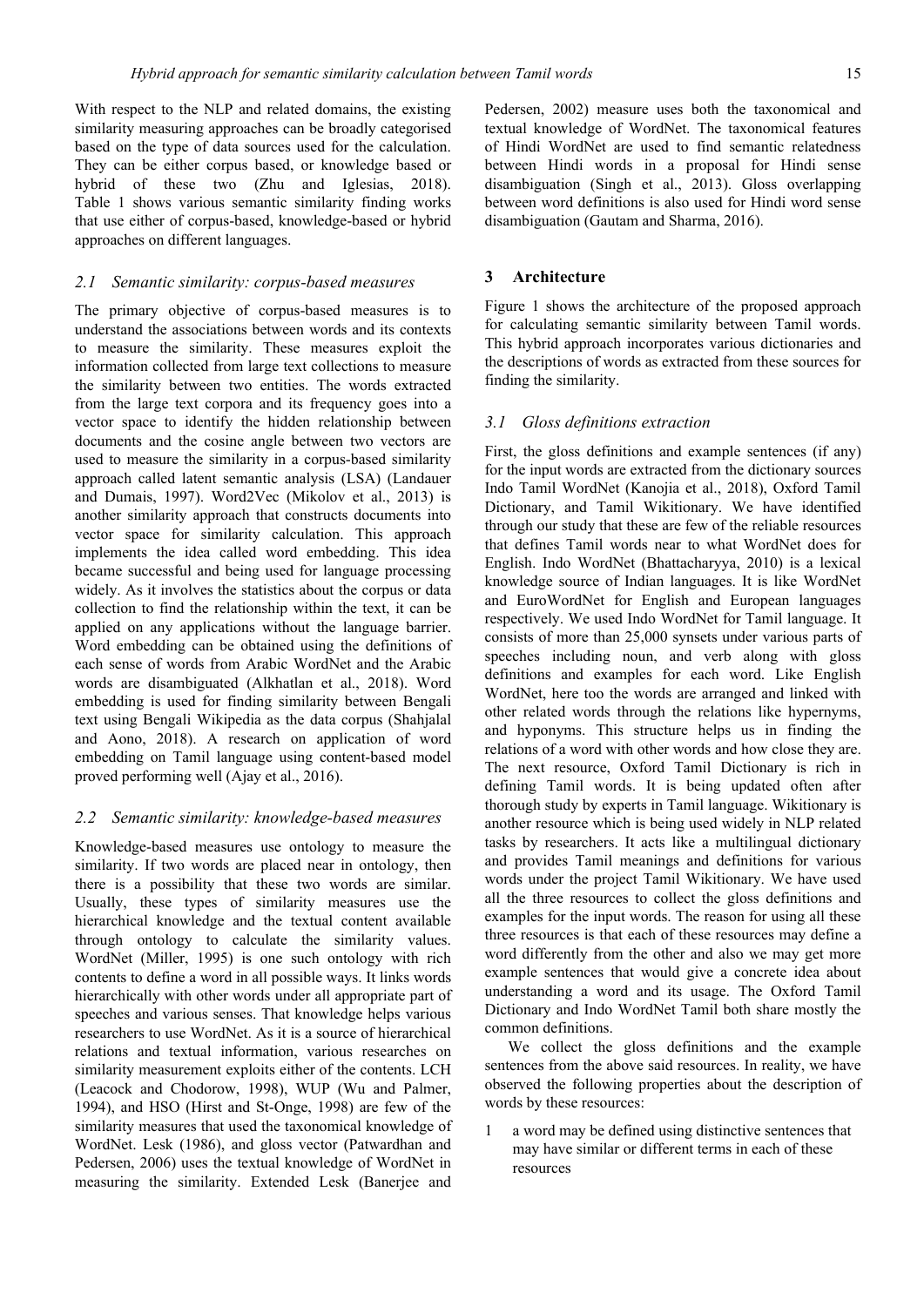With respect to the NLP and related domains, the existing similarity measuring approaches can be broadly categorised based on the type of data sources used for the calculation. They can be either corpus based, or knowledge based or hybrid of these two (Zhu and Iglesias, 2018). Table 1 shows various semantic similarity finding works that use either of corpus-based, knowledge-based or hybrid approaches on different languages.

### *2.1 Semantic similarity: corpus-based measures*

The primary objective of corpus-based measures is to understand the associations between words and its contexts to measure the similarity. These measures exploit the information collected from large text collections to measure the similarity between two entities. The words extracted from the large text corpora and its frequency goes into a vector space to identify the hidden relationship between documents and the cosine angle between two vectors are used to measure the similarity in a corpus-based similarity approach called latent semantic analysis (LSA) (Landauer and Dumais, 1997). Word2Vec (Mikolov et al., 2013) is another similarity approach that constructs documents into vector space for similarity calculation. This approach implements the idea called word embedding. This idea became successful and being used for language processing widely. As it involves the statistics about the corpus or data collection to find the relationship within the text, it can be applied on any applications without the language barrier. Word embedding can be obtained using the definitions of each sense of words from Arabic WordNet and the Arabic words are disambiguated (Alkhatlan et al., 2018). Word embedding is used for finding similarity between Bengali text using Bengali Wikipedia as the data corpus (Shahjalal and Aono, 2018). A research on application of word embedding on Tamil language using content-based model proved performing well (Ajay et al., 2016).

### *2.2 Semantic similarity: knowledge-based measures*

Knowledge-based measures use ontology to measure the similarity. If two words are placed near in ontology, then there is a possibility that these two words are similar. Usually, these types of similarity measures use the hierarchical knowledge and the textual content available through ontology to calculate the similarity values. WordNet (Miller, 1995) is one such ontology with rich contents to define a word in all possible ways. It links words hierarchically with other words under all appropriate part of speeches and various senses. That knowledge helps various researchers to use WordNet. As it is a source of hierarchical relations and textual information, various researches on similarity measurement exploits either of the contents. LCH (Leacock and Chodorow, 1998), WUP (Wu and Palmer, 1994), and HSO (Hirst and St-Onge, 1998) are few of the similarity measures that used the taxonomical knowledge of WordNet. Lesk (1986), and gloss vector (Patwardhan and Pedersen, 2006) uses the textual knowledge of WordNet in measuring the similarity. Extended Lesk (Banerjee and Pedersen, 2002) measure uses both the taxonomical and textual knowledge of WordNet. The taxonomical features of Hindi WordNet are used to find semantic relatedness between Hindi words in a proposal for Hindi sense disambiguation (Singh et al., 2013). Gloss overlapping between word definitions is also used for Hindi word sense disambiguation (Gautam and Sharma, 2016).

## 3 Architecture

Figure 1 shows the architecture of the proposed approach for calculating semantic similarity between Tamil words. This hybrid approach incorporates various dictionaries and the descriptions of words as extracted from these sources for finding the similarity.

### *3.1 Gloss definitions extraction*

First, the gloss definitions and example sentences (if any) for the input words are extracted from the dictionary sources Indo Tamil WordNet (Kanojia et al., 2018), Oxford Tamil Dictionary, and Tamil Wikitionary. We have identified through our study that these are few of the reliable resources that defines Tamil words near to what WordNet does for English. Indo WordNet (Bhattacharyya, 2010) is a lexical knowledge source of Indian languages. It is like WordNet and EuroWordNet for English and European languages respectively. We used Indo WordNet for Tamil language. It consists of more than 25,000 synsets under various parts of speeches including noun, and verb along with gloss definitions and examples for each word. Like English WordNet, here too the words are arranged and linked with other related words through the relations like hypernyms, and hyponyms. This structure helps us in finding the relations of a word with other words and how close they are. The next resource, Oxford Tamil Dictionary is rich in defining Tamil words. It is being updated often after thorough study by experts in Tamil language. Wikitionary is another resource which is being used widely in NLP related tasks by researchers. It acts like a multilingual dictionary and provides Tamil meanings and definitions for various words under the project Tamil Wikitionary. We have used all the three resources to collect the gloss definitions and examples for the input words. The reason for using all these three resources is that each of these resources may define a word differently from the other and also we may get more example sentences that would give a concrete idea about understanding a word and its usage. The Oxford Tamil Dictionary and Indo WordNet Tamil both share mostly the common definitions.

We collect the gloss definitions and the example sentences from the above said resources. In reality, we have observed the following properties about the description of words by these resources:

1. a word may be defined using distinctive sentences that may have similar or different terms in each of these resources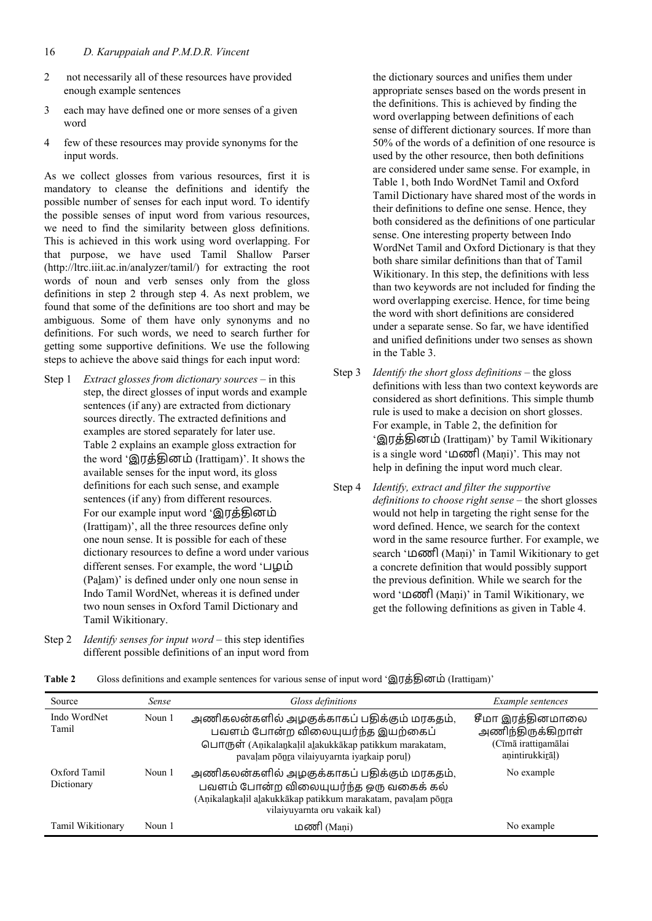2 not necessarily all of these resources have provided enough example sentences

3 each may have defined one or more senses of a given word

4 few of these resources may provide synonyms for the input words.

As we collect glosses from various resources, first it is mandatory to cleanse the definitions and identify the possible number of senses for each input word. To identify the possible senses of input word from various resources, we need to find the similarity between gloss definitions. This is achieved in this work using word overlapping. For that purpose, we have used Tamil Shallow Parser (http://ltrc.iiit.ac.in/analyzer/tamil/) for extracting the root words of noun and verb senses only from the gloss definitions in step 2 through step 4. As next problem, we found that some of the definitions are too short and may be ambiguous. Some of them have only synonyms and no definitions. For such words, we need to search further for getting some supportive definitions. We use the following steps to achieve the above said things for each input word:

Step 1 *Extract glosses from dictionary sources* – in this step, the direct glosses of input words and example sentences (if any) are extracted from dictionary sources directly. The extracted definitions and examples are stored separately for later use. Table 2 explains an example gloss extraction for the word 'இரத்தினம் (Irattiṉam)'. It shows the available senses for the input word, its gloss definitions for each such sense, and example sentences (if any) from different resources. For our example input word 'இரத்தினம் (Irattiṉam)', all the three resources define only one noun sense. It is possible for each of these dictionary resources to define a word under various different senses. For example, the word 'பழம் (Paḻam)' is defined under only one noun sense in Indo Tamil WordNet, whereas it is defined under two noun senses in Oxford Tamil Dictionary and Tamil Wikitionary.

Step 2 *Identify senses for input word* – this step identifies different possible definitions of an input word from the dictionary sources and unifies them under appropriate senses based on the words present in the definitions. This is achieved by finding the word overlapping between definitions of each sense of different dictionary sources. If more than 50% of the words of a definition of one resource is used by the other resource, then both definitions are considered under same sense. For example, in Table 1, both Indo WordNet Tamil and Oxford Tamil Dictionary have shared most of the words in their definitions to define one sense. Hence, they both considered as the definitions of one particular sense. One interesting property between Indo WordNet Tamil and Oxford Dictionary is that they both share similar definitions than that of Tamil Wikitionary. In this step, the definitions with less than two keywords are not included for finding the word overlapping exercise. Hence, for time being the word with short definitions are considered under a separate sense. So far, we have identified and unified definitions under two senses as shown in the Table 3.

Step 3 *Identify the short gloss definitions* – the gloss definitions with less than two context keywords are considered as short definitions. This simple thumb rule is used to make a decision on short glosses. For example, in Table 2, the definition for 'இரத்தினம் (Irattiṉam)' by Tamil Wikitionary is a single word 'மணி (Maṇi)'. This may not help in defining the input word much clear.

Step 4 *Identify, extract and filter the supportive definitions to choose right sense* – the short glosses would not help in targeting the right sense for the word defined. Hence, we search for the context word in the same resource further. For example, we search 'மணி (Maṇi)' in Tamil Wikitionary to get a concrete definition that would possibly support the previous definition. While we search for the word 'மணி (Maṇi)' in Tamil Wikitionary, we get the following definitions as given in Table 4.

**Table 2** Gloss definitions and example sentences for various sense of input word 'இரத்தினம் (Irattiṉam)'

| Source | *Sense* | *Gloss definitions* | *Example sentences* |
|---|---|---|---|
| Indo WordNet Tamil | Noun 1 | அணிகலன்களில் அழகுக்காகப் பதிக்கும் மரகதம், பவளம் போன்ற விலையுயர்ந்த இயற்கைப் பொருள் (Aṇikalaṉkaḷil aḻakukkākap patikkum marakatam, pavaḷam pōṉṟa vilaiyuyarnta iyaṟkaip poruḷ) | சீமா இரத்தினமாலை அணிந்திருக்கிறாள் (Cīmā irattiṉamālai aṇintirukkiṟāḷ) |
| Oxford Tamil Dictionary | Noun 1 | அணிகலன்களில் அழகுக்காகப் பதிக்கும் மரகதம், பவளம் போன்ற விலையுயர்ந்த ஒரு வகைக் கல் (Aṇikalaṉkaḷil aḻakukkākap patikkum marakatam, pavaḷam pōṉṟa vilaiyuyarnta oru vakaik kal) | No example |
| Tamil Wikitionary | Noun 1 | மணி (Maṇi) | No example |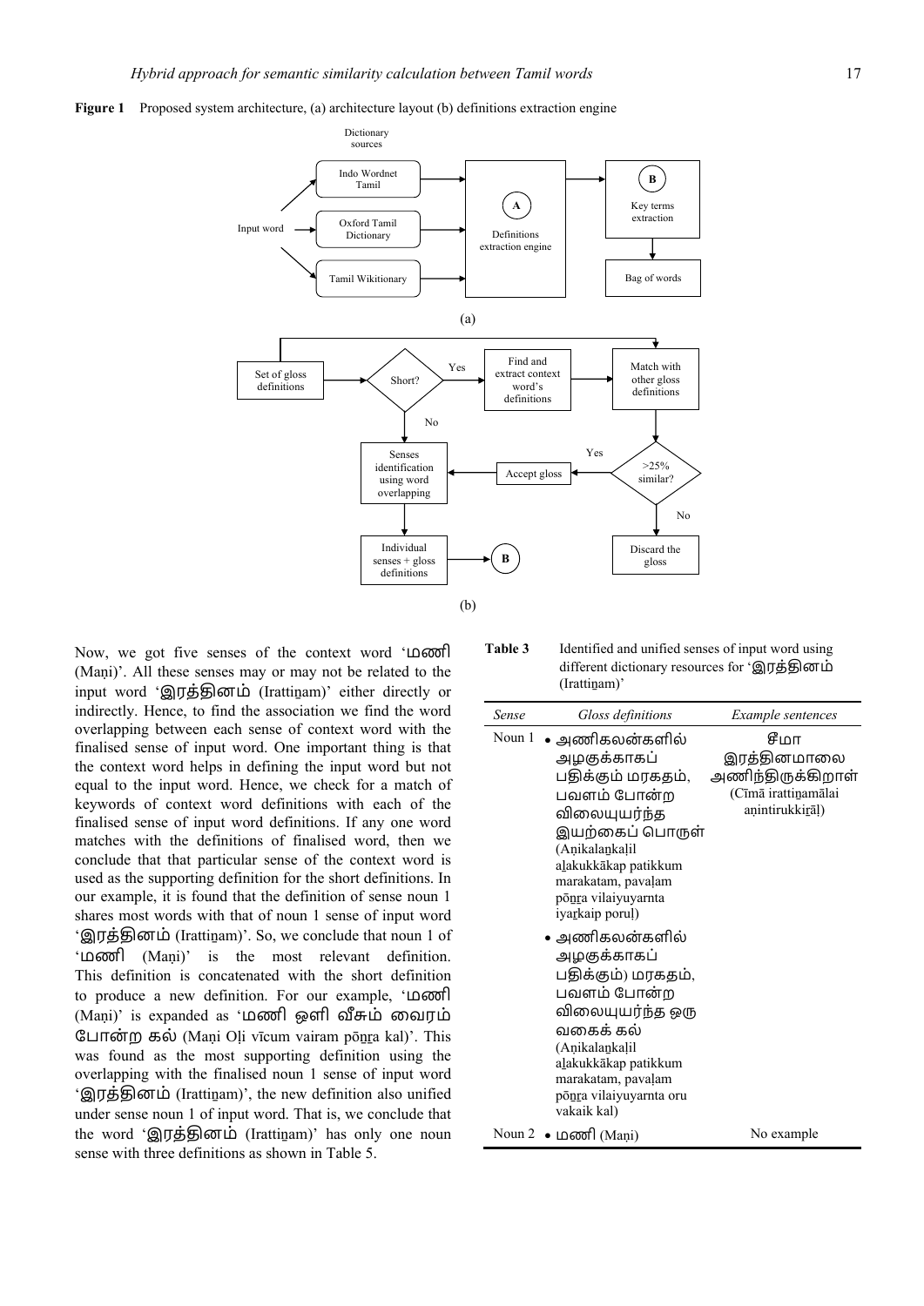**Figure 1** Proposed system architecture, (a) architecture layout (b) definitions extraction engine

Now, we got five senses of the context word 'மணி (Maṇi)'. All these senses may or may not be related to the input word 'இரத்தினம் (Irattiṉam)' either directly or indirectly. Hence, to find the association we find the word overlapping between each sense of context word with the finalised sense of input word. One important thing is that the context word helps in defining the input word but not equal to the input word. Hence, we check for a match of keywords of context word definitions with each of the finalised sense of input word definitions. If any one word matches with the definitions of finalised word, then we conclude that that particular sense of the context word is used as the supporting definition for the short definitions. In our example, it is found that the definition of sense noun 1 shares most words with that of noun 1 sense of input word 'இரத்தினம் (Irattiṉam)'. So, we conclude that noun 1 of 'மணி (Maṇi)' is the most relevant definition. This definition is concatenated with the short definition to produce a new definition. For our example, 'மணி (Maṇi)' is expanded as 'மணி ஒளி வீசும் வைரம் போன்ற கல் (Maṇi Oḷi vīcum vairam pōṉṟa kal)'. This was found as the most supporting definition using the overlapping with the finalised noun 1 sense of input word 'இரத்தினம் (Irattiṉam)', the new definition also unified under sense noun 1 of input word. That is, we conclude that the word 'இரத்தினம் (Irattiṉam)' has only one noun sense with three definitions as shown in Table 5.

**Table 3** Identified and unified senses of input word using different dictionary resources for 'இரத்தினம் (Irattiṉam)'

| Sense | Gloss definitions | Example sentences |
|---|---|---|
| Noun 1 | • அணிகலன்களில் அழகுக்காகப் பதிக்கும் மரகதம், பவளம் போன்ற விலையுயர்ந்த இயற்கைப் பொருள் (Aṇikalaṉkaḷil aḻakukkākap patikkum marakatam, pavaḷam pōṉṟa vilaiyuyarnta iyaṟkaip poruḷ)<br>• அணிகலன்களில் அழகுக்காகப் பதிக்கும்) மரகதம், பவளம் போன்ற விலையுயர்ந்த ஒரு வகைக் கல் (Aṇikalaṉkaḷil aḻakukkākap patikkum marakatam, pavaḷam pōṉṟa vilaiyuyarnta oru vakaik kal) | சீமா இரத்தினமாலை அணிந்திருக்கிறாள் (Cīmā irattiṉamālai aṇintirukkiṟāḷ) |
| Noun 2 | • மணி (Maṇi) | No example |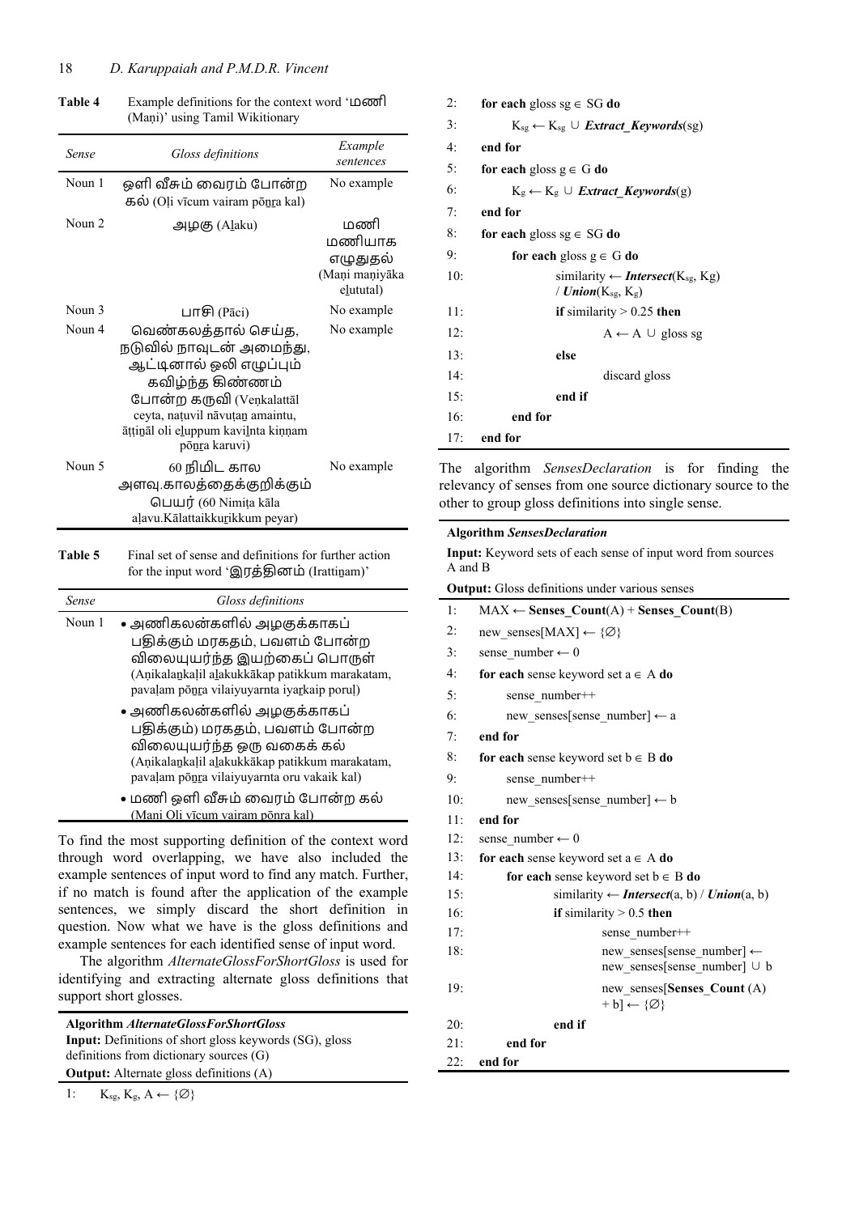**Table 4** Example definitions for the context word 'மணி (Maṇi)' using Tamil Wikitionary

| *Sense* | *Gloss definitions* | *Example sentences* |
|---|---|---|
| Noun 1 | ஒளி வீசும் வைரம் போன்ற கல் (Oḷi vīcum vairam pōṉṟa kal) | No example |
| Noun 2 | அழகு (Aḻaku) | மணி மணியாக எழுதுதல் (Maṇi maṇiyāka eḻututal) |
| Noun 3 | பாசி (Pāci) | No example |
| Noun 4 | வெண்கலத்தால் செய்த, நடுவில் நாவுடன் அமைந்து, ஆட்டினால் ஒலி எழுப்பும் கவிழ்ந்த கிண்ணம் போன்ற கருவி (Veṇkalattāl ceyta, naṭuvil nāvuṭaṉ amaintu, āṭṭiṉāl oli eḻuppum kaviḻnta kiṇṇam pōṉṟa karuvi) | No example |
| Noun 5 | 60 நிமிட கால அளவு.காலத்தைக்குறிக்கும் பெயர் (60 Nimiṭa kāla aḷavu.Kālattaikkuṟikkum peyar) | No example |

**Table 5** Final set of sense and definitions for further action for the input word 'இரத்தினம் (Irattiṉam)'

| *Sense* | *Gloss definitions* |
|---|---|
| Noun 1 | • அணிகலன்களில் அழகுக்காகப் பதிக்கும் மரகதம், பவளம் போன்ற விலையுயர்ந்த இயற்கைப் பொருள் (Aṇikalaṉkaḷil aḻakukkākap patikkum marakatam, pavaḷam pōṉṟa vilaiyuyarnta iyaṟkaip poruḷ)<br>• அணிகலன்களில் அழகுக்காகப் பதிக்கும்) மரகதம், பவளம் போன்ற விலையுயர்ந்த ஒரு வகைக் கல் (Aṇikalaṉkaḷil aḻakukkākap patikkum marakatam, pavaḷam pōṉṟa vilaiyuyarnta oru vakaik kal)<br>• மணி ஒளி வீசும் வைரம் போன்ற கல் (Mani Oli vīcum vairam pōnra kal) |

To find the most supporting definition of the context word through word overlapping, we have also included the example sentences of input word to find any match. Further, if no match is found after the application of the example sentences, we simply discard the short definition in question. Now what we have is the gloss definitions and example sentences for each identified sense of input word.

The algorithm *AlternateGlossForShortGloss* is used for identifying and extracting alternate gloss definitions that support short glosses.

**Algorithm *AlternateGlossForShortGloss***

**Input:** Definitions of short gloss keywords (SG), gloss definitions from dictionary sources (G)

**Output:** Alternate gloss definitions (A)

```
1:  K_sg, K_g, A ← {∅}
2:  for each gloss sg ∈ SG do
3:      K_sg ← K_sg ∪ Extract_Keywords(sg)
4:  end for
5:  for each gloss g ∈ G do
6:      K_g ← K_g ∪ Extract_Keywords(g)
7:  end for
8:  for each gloss sg ∈ SG do
9:      for each gloss g ∈ G do
10:         similarity ← Intersect(K_sg, Kg) / Union(K_sg, K_g)
11:         if similarity > 0.25 then
12:             A ← A ∪ gloss sg
13:         else
14:             discard gloss
15:         end if
16:     end for
17: end for
```

The algorithm *SensesDeclaration* is for finding the relevancy of senses from one source dictionary source to the other to group gloss definitions into single sense.

**Algorithm *SensesDeclaration***

**Input:** Keyword sets of each sense of input word from sources A and B

**Output:** Gloss definitions under various senses

```
1:  MAX ← Senses_Count(A) + Senses_Count(B)
2:  new_senses[MAX] ← {∅}
3:  sense_number ← 0
4:  for each sense keyword set a ∈ A do
5:      sense_number++
6:      new_senses[sense_number] ← a
7:  end for
8:  for each sense keyword set b ∈ B do
9:      sense_number++
10:     new_senses[sense_number] ← b
11: end for
12: sense_number ← 0
13: for each sense keyword set a ∈ A do
14:     for each sense keyword set b ∈ B do
15:         similarity ← Intersect(a, b) / Union(a, b)
16:         if similarity > 0.5 then
17:             sense_number++
18:             new_senses[sense_number] ← new_senses[sense_number] ∪ b
19:             new_senses[Senses_Count (A) + b] ← {∅}
20:         end if
21:     end for
22: end for
```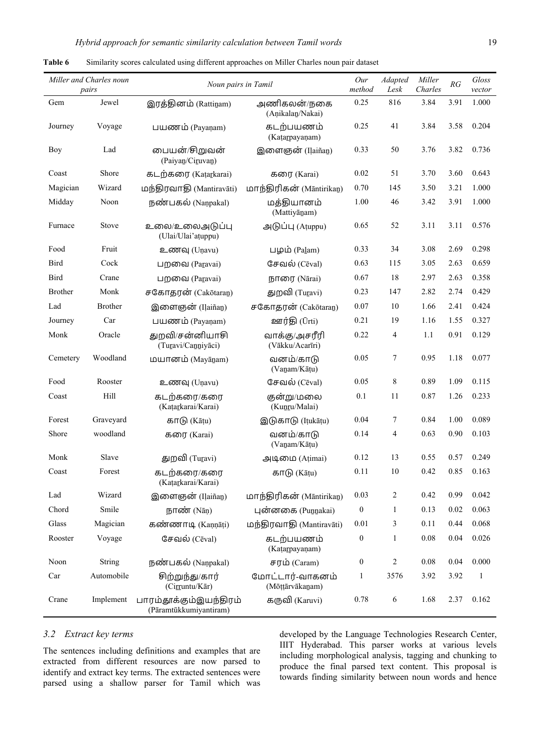**Table 6** Similarity scores calculated using different approaches on Miller Charles noun pair dataset

| Miller and Charles noun pairs | | Noun pairs in Tamil | | Our method | Adapted Lesk | Miller Charles | RG | Gloss vector |
|---|---|---|---|---|---|---|---|---|
| Gem | Jewel | இரத்தினம் (Rattiṉam) | அணிகலன்/நகை (Aṇikalaṉ/Nakai) | 0.25 | 816 | 3.84 | 3.91 | 1.000 |
| Journey | Voyage | பயணம் (Payaṇam) | கடற்பயணம் (Kaṭaṟpayaṇam) | 0.25 | 41 | 3.84 | 3.58 | 0.204 |
| Boy | Lad | பையன்/சிறுவன் (Paiyaṉ/Ciṟuvaṉ) | இளைஞன் (Iḷaiñaṉ) | 0.33 | 50 | 3.76 | 3.82 | 0.736 |
| Coast | Shore | கடற்கரை (Kaṭaṟkarai) | கரை (Karai) | 0.02 | 51 | 3.70 | 3.60 | 0.643 |
| Magician | Wizard | மந்திரவாதி (Mantiravāti) | மாந்திரிகன் (Māntirikaṉ) | 0.70 | 145 | 3.50 | 3.21 | 1.000 |
| Midday | Noon | நண்பகல் (Naṇpakal) | மத்தியானம் (Mattiyāṉam) | 1.00 | 46 | 3.42 | 3.91 | 1.000 |
| Furnace | Stove | உலை/உலைஅடுப்பு (Ulai/Ulai'aṭuppu) | அடுப்பு (Aṭuppu) | 0.65 | 52 | 3.11 | 3.11 | 0.576 |
| Food | Fruit | உணவு (Uṇavu) | பழம் (Paḻam) | 0.33 | 34 | 3.08 | 2.69 | 0.298 |
| Bird | Cock | பறவை (Paṟavai) | சேவல் (Cēval) | 0.63 | 115 | 3.05 | 2.63 | 0.659 |
| Bird | Crane | பறவை (Paṟavai) | நாரை (Nārai) | 0.67 | 18 | 2.97 | 2.63 | 0.358 |
| Brother | Monk | சகோதரன் (Cakōtaraṉ) | துறவி (Tuṟavi) | 0.23 | 147 | 2.82 | 2.74 | 0.429 |
| Lad | Brother | இளைஞன் (Iḷaiñaṉ) | சகோதரன் (Cakōtaraṉ) | 0.07 | 10 | 1.66 | 2.41 | 0.424 |
| Journey | Car | பயணம் (Payaṇam) | ஊர்தி (Ūrti) | 0.21 | 19 | 1.16 | 1.55 | 0.327 |
| Monk | Oracle | துறவி/சன்னியாசி (Tuṟavi/Caṉṉiyāci) | வாக்கு/அசரீரி (Vākku/Acarīri) | 0.22 | 4 | 1.1 | 0.91 | 0.129 |
| Cemetery | Woodland | மயானம் (Mayāṉam) | வனம்/காடு (Vaṉam/Kāṭu) | 0.05 | 7 | 0.95 | 1.18 | 0.077 |
| Food | Rooster | உணவு (Uṇavu) | சேவல் (Cēval) | 0.05 | 8 | 0.89 | 1.09 | 0.115 |
| Coast | Hill | கடற்கரை/கரை (Kaṭaṟkarai/Karai) | குன்று/மலை (Kuṉṟu/Malai) | 0.1 | 11 | 0.87 | 1.26 | 0.233 |
| Forest | Graveyard | காடு (Kāṭu) | இடுகாடு (Iṭukāṭu) | 0.04 | 7 | 0.84 | 1.00 | 0.089 |
| Shore | woodland | கரை (Karai) | வனம்/காடு (Vaṉam/Kāṭu) | 0.14 | 4 | 0.63 | 0.90 | 0.103 |
| Monk | Slave | துறவி (Tuṟavi) | அடிமை (Aṭimai) | 0.12 | 13 | 0.55 | 0.57 | 0.249 |
| Coast | Forest | கடற்கரை/கரை (Kaṭaṟkarai/Karai) | காடு (Kāṭu) | 0.11 | 10 | 0.42 | 0.85 | 0.163 |
| Lad | Wizard | இளைஞன் (Iḷaiñaṉ) | மாந்திரிகன் (Māntirikaṉ) | 0.03 | 2 | 0.42 | 0.99 | 0.042 |
| Chord | Smile | நாண் (Nāṇ) | புன்னகை (Puṉṉakai) | 0 | 1 | 0.13 | 0.02 | 0.063 |
| Glass | Magician | கண்ணாடி (Kaṇṇāṭi) | மந்திரவாதி (Mantiravāti) | 0.01 | 3 | 0.11 | 0.44 | 0.068 |
| Rooster | Voyage | சேவல் (Cēval) | கடற்பயணம் (Kaṭaṟpayaṇam) | 0 | 1 | 0.08 | 0.04 | 0.026 |
| Noon | String | நண்பகல் (Naṇpakal) | சரம் (Caram) | 0 | 2 | 0.08 | 0.04 | 0.000 |
| Car | Automobile | சிற்றுந்து/கார் (Ciṟṟuntu/Kār) | மோட்டார்-வாகனம் (Mōṭṭārvākaṉam) | 1 | 3576 | 3.92 | 3.92 | 1 |
| Crane | Implement | பாரம்தூக்கும்இயந்திரம் (Pāramtūkkumiyantiram) | கருவி (Karuvi) | 0.78 | 6 | 1.68 | 2.37 | 0.162 |

### 3.2 *Extract key terms*

The sentences including definitions and examples that are extracted from different resources are now parsed to identify and extract key terms. The extracted sentences were parsed using a shallow parser for Tamil which was developed by the Language Technologies Research Center, IIIT Hyderabad. This parser works at various levels including morphological analysis, tagging and chunking to produce the final parsed text content. This proposal is towards finding similarity between noun words and hence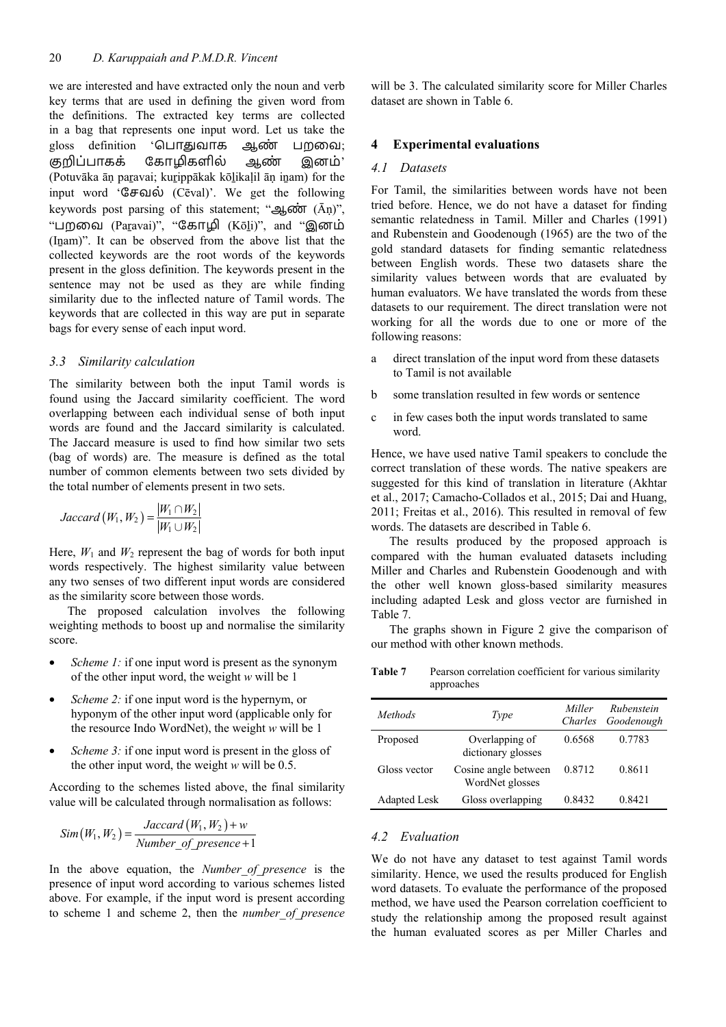we are interested and have extracted only the noun and verb key terms that are used in defining the given word from the definitions. The extracted key terms are collected in a bag that represents one input word. Let us take the gloss definition 'பொதுவாக ஆண் பறவை; குறிப்பாகக் கோழிகளில் ஆண் இனம்' (Potuvāka āṇ paṟavai; kuṟippākak kōḻikaḷil āṇ iṉam) for the input word 'சேவல் (Cēval)'. We get the following keywords post parsing of this statement; "ஆண் (Āṇ)", "பறவை (Paṟavai)", "கோழி (Kōḻi)", and "இனம் (Iṉam)". It can be observed from the above list that the collected keywords are the root words of the keywords present in the gloss definition. The keywords present in the sentence may not be used as they are while finding similarity due to the inflected nature of Tamil words. The keywords that are collected in this way are put in separate bags for every sense of each input word.

### 3.3 Similarity calculation

The similarity between both the input Tamil words is found using the Jaccard similarity coefficient. The word overlapping between each individual sense of both input words are found and the Jaccard similarity is calculated. The Jaccard measure is used to find how similar two sets (bag of words) are. The measure is defined as the total number of common elements between two sets divided by the total number of elements present in two sets.

$$Jaccard(W_1, W_2) = \frac{|W_1 \cap W_2|}{|W_1 \cup W_2|}$$

Here, $W_1$ and $W_2$ represent the bag of words for both input words respectively. The highest similarity value between any two senses of two different input words are considered as the similarity score between those words.

The proposed calculation involves the following weighting methods to boost up and normalise the similarity score.

- *Scheme 1:* if one input word is present as the synonym of the other input word, the weight $w$ will be 1
- *Scheme 2:* if one input word is the hypernym, or hyponym of the other input word (applicable only for the resource Indo WordNet), the weight $w$ will be 1
- *Scheme 3:* if one input word is present in the gloss of the other input word, the weight $w$ will be 0.5.

According to the schemes listed above, the final similarity value will be calculated through normalisation as follows:

$$Sim(W_1, W_2) = \frac{Jaccard(W_1, W_2) + w}{Number\_of\_presence + 1}$$

In the above equation, the *Number_of_presence* is the presence of input word according to various schemes listed above. For example, if the input word is present according to scheme 1 and scheme 2, then the *number_of_presence* will be 3. The calculated similarity score for Miller Charles dataset are shown in Table 6.

## 4 Experimental evaluations

### 4.1 Datasets

For Tamil, the similarities between words have not been tried before. Hence, we do not have a dataset for finding semantic relatedness in Tamil. Miller and Charles (1991) and Rubenstein and Goodenough (1965) are the two of the gold standard datasets for finding semantic relatedness between English words. These two datasets share the similarity values between words that are evaluated by human evaluators. We have translated the words from these datasets to our requirement. The direct translation were not working for all the words due to one or more of the following reasons:

a direct translation of the input word from these datasets to Tamil is not available

b some translation resulted in few words or sentence

c in few cases both the input words translated to same word.

Hence, we have used native Tamil speakers to conclude the correct translation of these words. The native speakers are suggested for this kind of translation in literature (Akhtar et al., 2017; Camacho-Collados et al., 2015; Dai and Huang, 2011; Freitas et al., 2016). This resulted in removal of few words. The datasets are described in Table 6.

The results produced by the proposed approach is compared with the human evaluated datasets including Miller and Charles and Rubenstein Goodenough and with the other well known gloss-based similarity measures including adapted Lesk and gloss vector are furnished in Table 7.

The graphs shown in Figure 2 give the comparison of our method with other known methods.

**Table 7** Pearson correlation coefficient for various similarity approaches

| *Methods* | *Type* | *Miller Charles* | *Rubenstein Goodenough* |
|---|---|---|---|
| Proposed | Overlapping of dictionary glosses | 0.6568 | 0.7783 |
| Gloss vector | Cosine angle between WordNet glosses | 0.8712 | 0.8611 |
| Adapted Lesk | Gloss overlapping | 0.8432 | 0.8421 |

### 4.2 Evaluation

We do not have any dataset to test against Tamil words similarity. Hence, we used the results produced for English word datasets. To evaluate the performance of the proposed method, we have used the Pearson correlation coefficient to study the relationship among the proposed result against the human evaluated scores as per Miller Charles and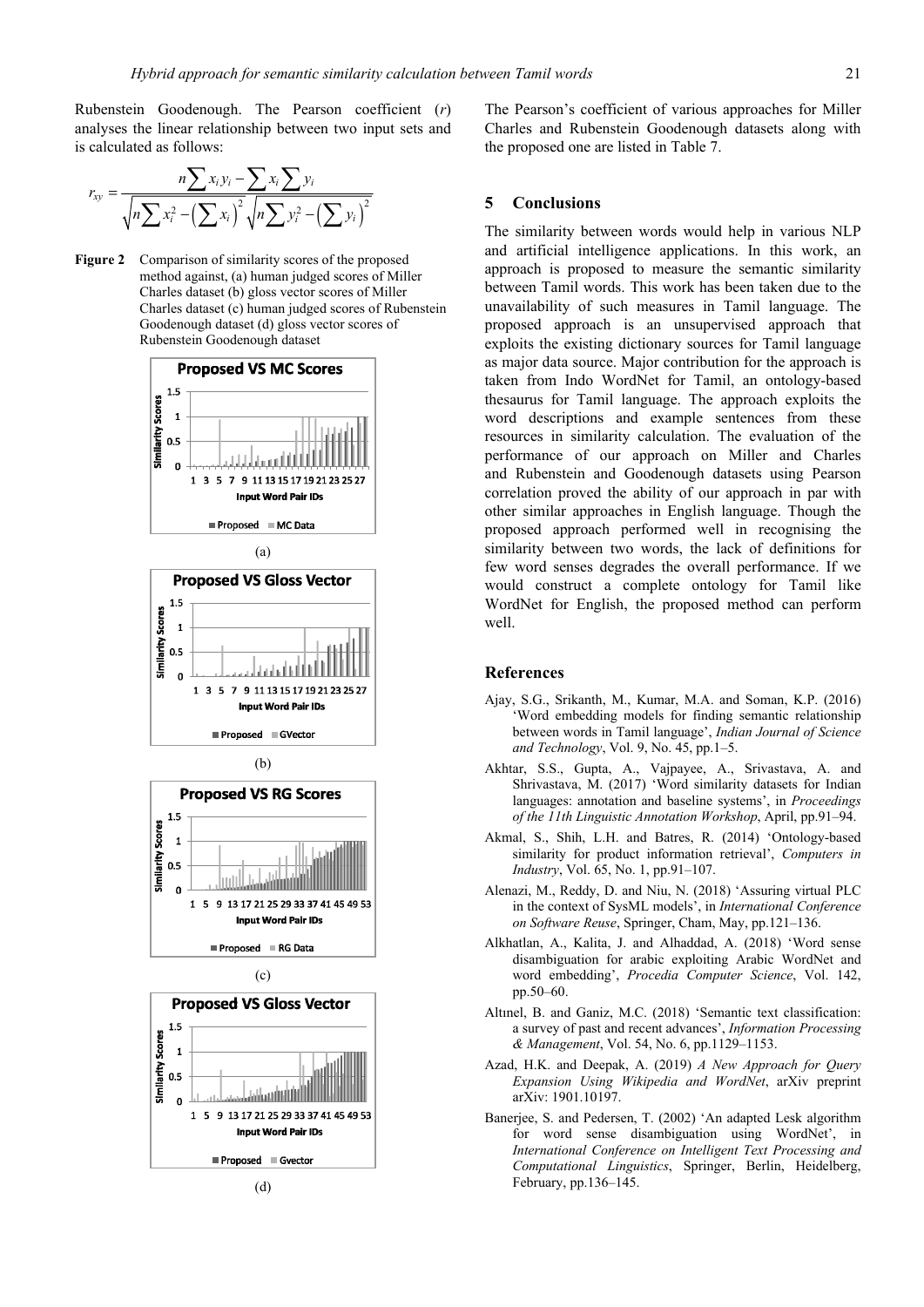Rubenstein Goodenough. The Pearson coefficient ($r$) analyses the linear relationship between two input sets and is calculated as follows:

$$r_{xy} = \frac{n\sum x_i y_i - \sum x_i \sum y_i}{\sqrt{n\sum x_i^2 - \left(\sum x_i\right)^2}\sqrt{n\sum y_i^2 - \left(\sum y_i\right)^2}}$$

**Figure 2** Comparison of similarity scores of the proposed method against, (a) human judged scores of Miller Charles dataset (b) gloss vector scores of Miller Charles dataset (c) human judged scores of Rubenstein Goodenough dataset (d) gloss vector scores of Rubenstein Goodenough dataset

(a)

(b)

(c)

(d)

The Pearson's coefficient of various approaches for Miller Charles and Rubenstein Goodenough datasets along with the proposed one are listed in Table 7.

## 5 Conclusions

The similarity between words would help in various NLP and artificial intelligence applications. In this work, an approach is proposed to measure the semantic similarity between Tamil words. This work has been taken due to the unavailability of such measures in Tamil language. The proposed approach is an unsupervised approach that exploits the existing dictionary sources for Tamil language as major data source. Major contribution for the approach is taken from Indo WordNet for Tamil, an ontology-based thesaurus for Tamil language. The approach exploits the word descriptions and example sentences from these resources in similarity calculation. The evaluation of the performance of our approach on Miller and Charles and Rubenstein and Goodenough datasets using Pearson correlation proved the ability of our approach in par with other similar approaches in English language. Though the proposed approach performed well in recognising the similarity between two words, the lack of definitions for few word senses degrades the overall performance. If we would construct a complete ontology for Tamil like WordNet for English, the proposed method can perform well.

## References

Ajay, S.G., Srikanth, M., Kumar, M.A. and Soman, K.P. (2016) 'Word embedding models for finding semantic relationship between words in Tamil language', *Indian Journal of Science and Technology*, Vol. 9, No. 45, pp.1–5.

Akhtar, S.S., Gupta, A., Vajpayee, A., Srivastava, A. and Shrivastava, M. (2017) 'Word similarity datasets for Indian languages: annotation and baseline systems', in *Proceedings of the 11th Linguistic Annotation Workshop*, April, pp.91–94.

Akmal, S., Shih, L.H. and Batres, R. (2014) 'Ontology-based similarity for product information retrieval', *Computers in Industry*, Vol. 65, No. 1, pp.91–107.

Alenazi, M., Reddy, D. and Niu, N. (2018) 'Assuring virtual PLC in the context of SysML models', in *International Conference on Software Reuse*, Springer, Cham, May, pp.121–136.

Alkhatlan, A., Kalita, J. and Alhaddad, A. (2018) 'Word sense disambiguation for arabic exploiting Arabic WordNet and word embedding', *Procedia Computer Science*, Vol. 142, pp.50–60.

Altınel, B. and Ganiz, M.C. (2018) 'Semantic text classification: a survey of past and recent advances', *Information Processing & Management*, Vol. 54, No. 6, pp.1129–1153.

Azad, H.K. and Deepak, A. (2019) *A New Approach for Query Expansion Using Wikipedia and WordNet*, arXiv preprint arXiv: 1901.10197.

Banerjee, S. and Pedersen, T. (2002) 'An adapted Lesk algorithm for word sense disambiguation using WordNet', in *International Conference on Intelligent Text Processing and Computational Linguistics*, Springer, Berlin, Heidelberg, February, pp.136–145.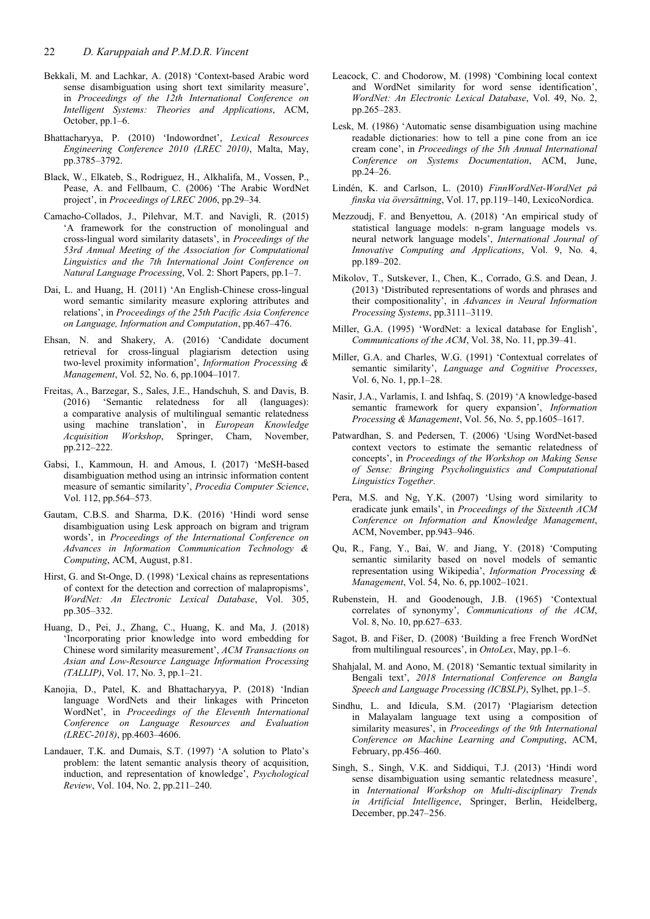Bekkali, M. and Lachkar, A. (2018) 'Context-based Arabic word sense disambiguation using short text similarity measure', in *Proceedings of the 12th International Conference on Intelligent Systems: Theories and Applications*, ACM, October, pp.1–6.

Bhattacharyya, P. (2010) 'Indowordnet', *Lexical Resources Engineering Conference 2010 (LREC 2010)*, Malta, May, pp.3785–3792.

Black, W., Elkateb, S., Rodriguez, H., Alkhalifa, M., Vossen, P., Pease, A. and Fellbaum, C. (2006) 'The Arabic WordNet project', in *Proceedings of LREC 2006*, pp.29–34.

Camacho-Collados, J., Pilehvar, M.T. and Navigli, R. (2015) 'A framework for the construction of monolingual and cross-lingual word similarity datasets', in *Proceedings of the 53rd Annual Meeting of the Association for Computational Linguistics and the 7th International Joint Conference on Natural Language Processing*, Vol. 2: Short Papers, pp.1–7.

Dai, L. and Huang, H. (2011) 'An English-Chinese cross-lingual word semantic similarity measure exploring attributes and relations', in *Proceedings of the 25th Pacific Asia Conference on Language, Information and Computation*, pp.467–476.

Ehsan, N. and Shakery, A. (2016) 'Candidate document retrieval for cross-lingual plagiarism detection using two-level proximity information', *Information Processing & Management*, Vol. 52, No. 6, pp.1004–1017.

Freitas, A., Barzegar, S., Sales, J.E., Handschuh, S. and Davis, B. (2016) 'Semantic relatedness for all (languages): a comparative analysis of multilingual semantic relatedness using machine translation', in *European Knowledge Acquisition Workshop*, Springer, Cham, November, pp.212–222.

Gabsi, I., Kammoun, H. and Amous, I. (2017) 'MeSH-based disambiguation method using an intrinsic information content measure of semantic similarity', *Procedia Computer Science*, Vol. 112, pp.564–573.

Gautam, C.B.S. and Sharma, D.K. (2016) 'Hindi word sense disambiguation using Lesk approach on bigram and trigram words', in *Proceedings of the International Conference on Advances in Information Communication Technology & Computing*, ACM, August, p.81.

Hirst, G. and St-Onge, D. (1998) 'Lexical chains as representations of context for the detection and correction of malapropisms', *WordNet: An Electronic Lexical Database*, Vol. 305, pp.305–332.

Huang, D., Pei, J., Zhang, C., Huang, K. and Ma, J. (2018) 'Incorporating prior knowledge into word embedding for Chinese word similarity measurement', *ACM Transactions on Asian and Low-Resource Language Information Processing (TALLIP)*, Vol. 17, No. 3, pp.1–21.

Kanojia, D., Patel, K. and Bhattacharyya, P. (2018) 'Indian language WordNets and their linkages with Princeton WordNet', in *Proceedings of the Eleventh International Conference on Language Resources and Evaluation (LREC-2018)*, pp.4603–4606.

Landauer, T.K. and Dumais, S.T. (1997) 'A solution to Plato's problem: the latent semantic analysis theory of acquisition, induction, and representation of knowledge', *Psychological Review*, Vol. 104, No. 2, pp.211–240.

Leacock, C. and Chodorow, M. (1998) 'Combining local context and WordNet similarity for word sense identification', *WordNet: An Electronic Lexical Database*, Vol. 49, No. 2, pp.265–283.

Lesk, M. (1986) 'Automatic sense disambiguation using machine readable dictionaries: how to tell a pine cone from an ice cream cone', in *Proceedings of the 5th Annual International Conference on Systems Documentation*, ACM, June, pp.24–26.

Lindén, K. and Carlson, L. (2010) *FinnWordNet-WordNet på finska via översättning*, Vol. 17, pp.119–140, LexicoNordica.

Mezzoudj, F. and Benyettou, A. (2018) 'An empirical study of statistical language models: n-gram language models vs. neural network language models', *International Journal of Innovative Computing and Applications*, Vol. 9, No. 4, pp.189–202.

Mikolov, T., Sutskever, I., Chen, K., Corrado, G.S. and Dean, J. (2013) 'Distributed representations of words and phrases and their compositionality', in *Advances in Neural Information Processing Systems*, pp.3111–3119.

Miller, G.A. (1995) 'WordNet: a lexical database for English', *Communications of the ACM*, Vol. 38, No. 11, pp.39–41.

Miller, G.A. and Charles, W.G. (1991) 'Contextual correlates of semantic similarity', *Language and Cognitive Processes*, Vol. 6, No. 1, pp.1–28.

Nasir, J.A., Varlamis, I. and Ishfaq, S. (2019) 'A knowledge-based semantic framework for query expansion', *Information Processing & Management*, Vol. 56, No. 5, pp.1605–1617.

Patwardhan, S. and Pedersen, T. (2006) 'Using WordNet-based context vectors to estimate the semantic relatedness of concepts', in *Proceedings of the Workshop on Making Sense of Sense: Bringing Psycholinguistics and Computational Linguistics Together*.

Pera, M.S. and Ng, Y.K. (2007) 'Using word similarity to eradicate junk emails', in *Proceedings of the Sixteenth ACM Conference on Information and Knowledge Management*, ACM, November, pp.943–946.

Qu, R., Fang, Y., Bai, W. and Jiang, Y. (2018) 'Computing semantic similarity based on novel models of semantic representation using Wikipedia', *Information Processing & Management*, Vol. 54, No. 6, pp.1002–1021.

Rubenstein, H. and Goodenough, J.B. (1965) 'Contextual correlates of synonymy', *Communications of the ACM*, Vol. 8, No. 10, pp.627–633.

Sagot, B. and Fišer, D. (2008) 'Building a free French WordNet from multilingual resources', in *OntoLex*, May, pp.1–6.

Shahjalal, M. and Aono, M. (2018) 'Semantic textual similarity in Bengali text', *2018 International Conference on Bangla Speech and Language Processing (ICBSLP)*, Sylhet, pp.1–5.

Sindhu, L. and Idicula, S.M. (2017) 'Plagiarism detection in Malayalam language text using a composition of similarity measures', in *Proceedings of the 9th International Conference on Machine Learning and Computing*, ACM, February, pp.456–460.

Singh, S., Singh, V.K. and Siddiqui, T.J. (2013) 'Hindi word sense disambiguation using semantic relatedness measure', in *International Workshop on Multi-disciplinary Trends in Artificial Intelligence*, Springer, Berlin, Heidelberg, December, pp.247–256.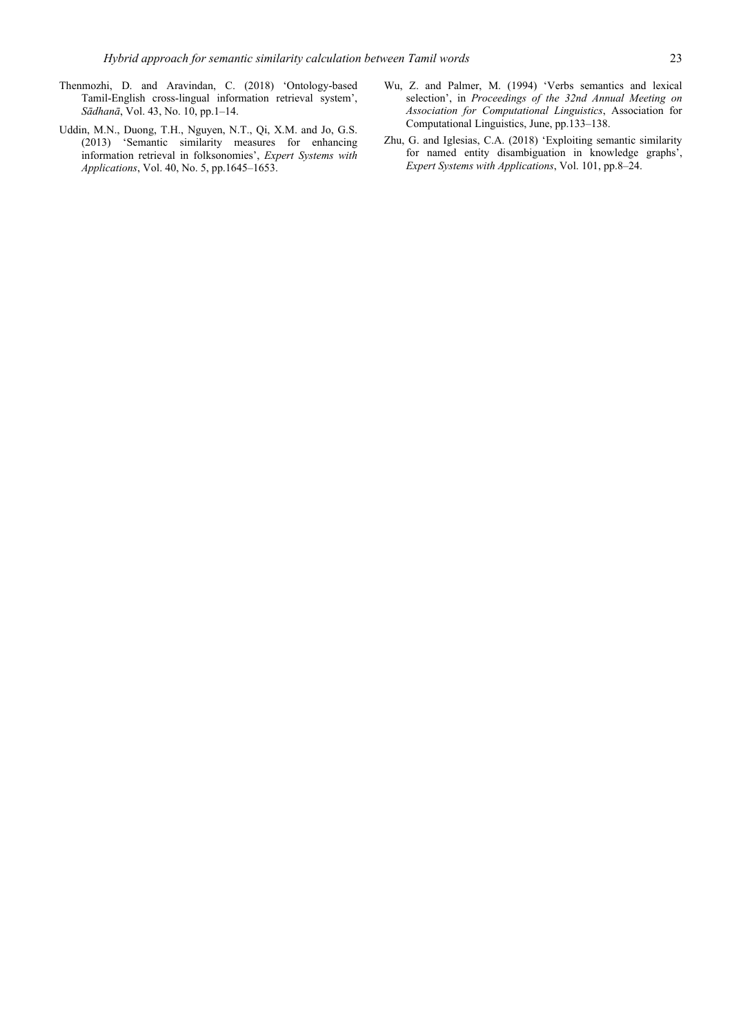Thenmozhi, D. and Aravindan, C. (2018) 'Ontology-based Tamil-English cross-lingual information retrieval system', *Sādhanā*, Vol. 43, No. 10, pp.1–14.

Uddin, M.N., Duong, T.H., Nguyen, N.T., Qi, X.M. and Jo, G.S. (2013) 'Semantic similarity measures for enhancing information retrieval in folksonomies', *Expert Systems with Applications*, Vol. 40, No. 5, pp.1645–1653.

Wu, Z. and Palmer, M. (1994) 'Verbs semantics and lexical selection', in *Proceedings of the 32nd Annual Meeting on Association for Computational Linguistics*, Association for Computational Linguistics, June, pp.133–138.

Zhu, G. and Iglesias, C.A. (2018) 'Exploiting semantic similarity for named entity disambiguation in knowledge graphs', *Expert Systems with Applications*, Vol. 101, pp.8–24.